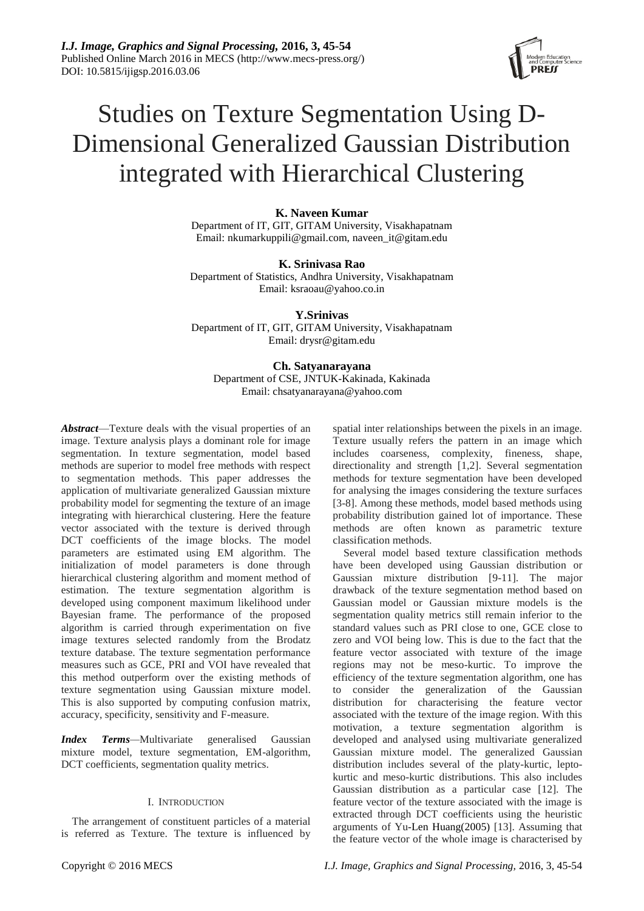# Studies on Texture Segmentation Using D-Dimensional Generalized Gaussian Distribution integrated with Hierarchical Clustering

**K. Naveen Kumar**
Department of IT, GIT, GITAM University, Visakhapatnam
Email: nkumarkuppili@gmail.com, naveen_it@gitam.edu

**K. Srinivasa Rao**
Department of Statistics, Andhra University, Visakhapatnam
Email: ksraoau@yahoo.co.in

**Y.Srinivas**
Department of IT, GIT, GITAM University, Visakhapatnam
Email: drysr@gitam.edu

**Ch. Satyanarayana**
Department of CSE, JNTUK-Kakinada, Kakinada
Email: chsatyanarayana@yahoo.com

***Abstract***—Texture deals with the visual properties of an image. Texture analysis plays a dominant role for image segmentation. In texture segmentation, model based methods are superior to model free methods with respect to segmentation methods. This paper addresses the application of multivariate generalized Gaussian mixture probability model for segmenting the texture of an image integrating with hierarchical clustering. Here the feature vector associated with the texture is derived through DCT coefficients of the image blocks. The model parameters are estimated using EM algorithm. The initialization of model parameters is done through hierarchical clustering algorithm and moment method of estimation. The texture segmentation algorithm is developed using component maximum likelihood under Bayesian frame. The performance of the proposed algorithm is carried through experimentation on five image textures selected randomly from the Brodatz texture database. The texture segmentation performance measures such as GCE, PRI and VOI have revealed that this method outperform over the existing methods of texture segmentation using Gaussian mixture model. This is also supported by computing confusion matrix, accuracy, specificity, sensitivity and F-measure.

***Index Terms***—Multivariate generalised Gaussian mixture model, texture segmentation, EM-algorithm, DCT coefficients, segmentation quality metrics.

## I. Introduction

The arrangement of constituent particles of a material is referred as Texture. The texture is influenced by spatial inter relationships between the pixels in an image. Texture usually refers the pattern in an image which includes coarseness, complexity, fineness, shape, directionality and strength [1,2]. Several segmentation methods for texture segmentation have been developed for analysing the images considering the texture surfaces [3-8]. Among these methods, model based methods using probability distribution gained lot of importance. These methods are often known as parametric texture classification methods.

Several model based texture classification methods have been developed using Gaussian distribution or Gaussian mixture distribution [9-11]. The major drawback of the texture segmentation method based on Gaussian model or Gaussian mixture models is the segmentation quality metrics still remain inferior to the standard values such as PRI close to one, GCE close to zero and VOI being low. This is due to the fact that the feature vector associated with texture of the image regions may not be meso-kurtic. To improve the efficiency of the texture segmentation algorithm, one has to consider the generalization of the Gaussian distribution for characterising the feature vector associated with the texture of the image region. With this motivation, a texture segmentation algorithm is developed and analysed using multivariate generalized Gaussian mixture model. The generalized Gaussian distribution includes several of the platy-kurtic, lepto-kurtic and meso-kurtic distributions. This also includes Gaussian distribution as a particular case [12]. The feature vector of the texture associated with the image is extracted through DCT coefficients using the heuristic arguments of Yu-Len Huang(2005) [13]. Assuming that the feature vector of the whole image is characterised by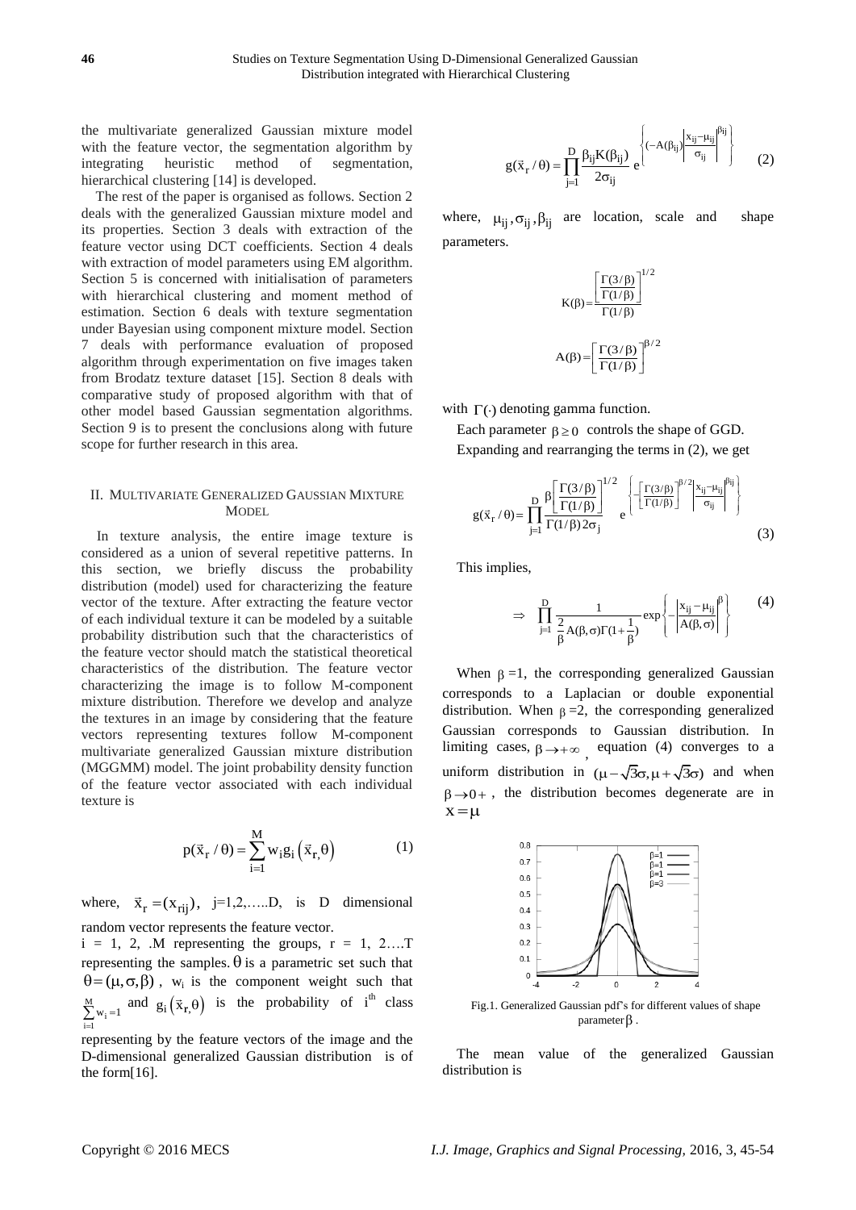the multivariate generalized Gaussian mixture model with the feature vector, the segmentation algorithm by integrating heuristic method of segmentation, hierarchical clustering [14] is developed.

The rest of the paper is organised as follows. Section 2 deals with the generalized Gaussian mixture model and its properties. Section 3 deals with extraction of the feature vector using DCT coefficients. Section 4 deals with extraction of model parameters using EM algorithm. Section 5 is concerned with initialisation of parameters with hierarchical clustering and moment method of estimation. Section 6 deals with texture segmentation under Bayesian using component mixture model. Section 7 deals with performance evaluation of proposed algorithm through experimentation on five images taken from Brodatz texture dataset [15]. Section 8 deals with comparative study of proposed algorithm with that of other model based Gaussian segmentation algorithms. Section 9 is to present the conclusions along with future scope for further research in this area.

## II. Multivariate Generalized Gaussian Mixture Model

In texture analysis, the entire image texture is considered as a union of several repetitive patterns. In this section, we briefly discuss the probability distribution (model) used for characterizing the feature vector of the texture. After extracting the feature vector of each individual texture it can be modeled by a suitable probability distribution such that the characteristics of the feature vector should match the statistical theoretical characteristics of the distribution. The feature vector characterizing the image is to follow M-component mixture distribution. Therefore we develop and analyze the textures in an image by considering that the feature vectors representing textures follow M-component multivariate generalized Gaussian mixture distribution (MGGMM) model. The joint probability density function of the feature vector associated with each individual texture is

$$p(\vec{x}_r / \theta) = \sum_{i=1}^{M} w_i g_i\left(\vec{x}_r, \theta\right) \tag{1}$$

where, $\vec{x}_r = (x_{rij})$, j=1,2,…..D, is D dimensional random vector represents the feature vector.

i = 1, 2, .M representing the groups, r = 1, 2….T representing the samples. $\theta$ is a parametric set such that $\theta = (\mu, \sigma, \beta)$, $w_i$ is the component weight such that $\sum_{i=1}^{M} w_i = 1$ and $g_i\left(\vec{x}_r, \theta\right)$ is the probability of $i^{th}$ class representing by the feature vectors of the image and the D-dimensional generalized Gaussian distribution is of the form[16].

$$g(\vec{x}_r / \theta) = \prod_{j=1}^{D} \frac{\beta_{ij} K(\beta_{ij})}{2\sigma_{ij}} e^{\left\{(-A(\beta_{ij})\left|\frac{x_{ij}-\mu_{ij}}{\sigma_{ij}}\right|^{\beta_{ij}}\right\}} \tag{2}$$

where, $\mu_{ij}, \sigma_{ij}, \beta_{ij}$ are location, scale and shape parameters.

$$K(\beta) = \frac{\left[\frac{\Gamma(3/\beta)}{\Gamma(1/\beta)}\right]^{1/2}}{\Gamma(1/\beta)}$$

$$A(\beta) = \left[\frac{\Gamma(3/\beta)}{\Gamma(1/\beta)}\right]^{\beta/2}$$

with $\Gamma(\cdot)$ denoting gamma function.

Each parameter $\beta \geq 0$ controls the shape of GGD.

Expanding and rearranging the terms in (2), we get

$$g(\vec{x}_r / \theta) = \prod_{j=1}^{D} \frac{\beta\left[\frac{\Gamma(3/\beta)}{\Gamma(1/\beta)}\right]^{1/2}}{\Gamma(1/\beta)\, 2\sigma_j} e^{\left\{-\left[\frac{\Gamma(3/\beta)}{\Gamma(1/\beta)}\right]^{\beta/2}\left|\frac{x_{ij}-\mu_{ij}}{\sigma_{ij}}\right|^{\beta_{ij}}\right\}} \tag{3}$$

This implies,

$$\Rightarrow \prod_{j=1}^{D} \frac{1}{\frac{2}{\beta} A(\beta,\sigma)\Gamma(1+\frac{1}{\beta})} \exp\left\{-\left|\frac{x_{ij}-\mu_{ij}}{A(\beta,\sigma)}\right|^{\beta}\right\} \tag{4}$$

When $\beta$ =1, the corresponding generalized Gaussian corresponds to a Laplacian or double exponential distribution. When $\beta$ =2, the corresponding generalized Gaussian corresponds to Gaussian distribution. In limiting cases, $\beta \to +\infty$, equation (4) converges to a uniform distribution in $(\mu - \sqrt{3}\sigma, \mu + \sqrt{3}\sigma)$ and when $\beta \to 0+$, the distribution becomes degenerate are in $x = \mu$

0.8
0.7
0.6
0.5
0.4
0.3
0.2
0.1
0
-4 -2 0 2 4
β=1
β=1
β=1
β=3

Fig.1. Generalized Gaussian pdf's for different values of shape parameter $\beta$ .

The mean value of the generalized Gaussian distribution is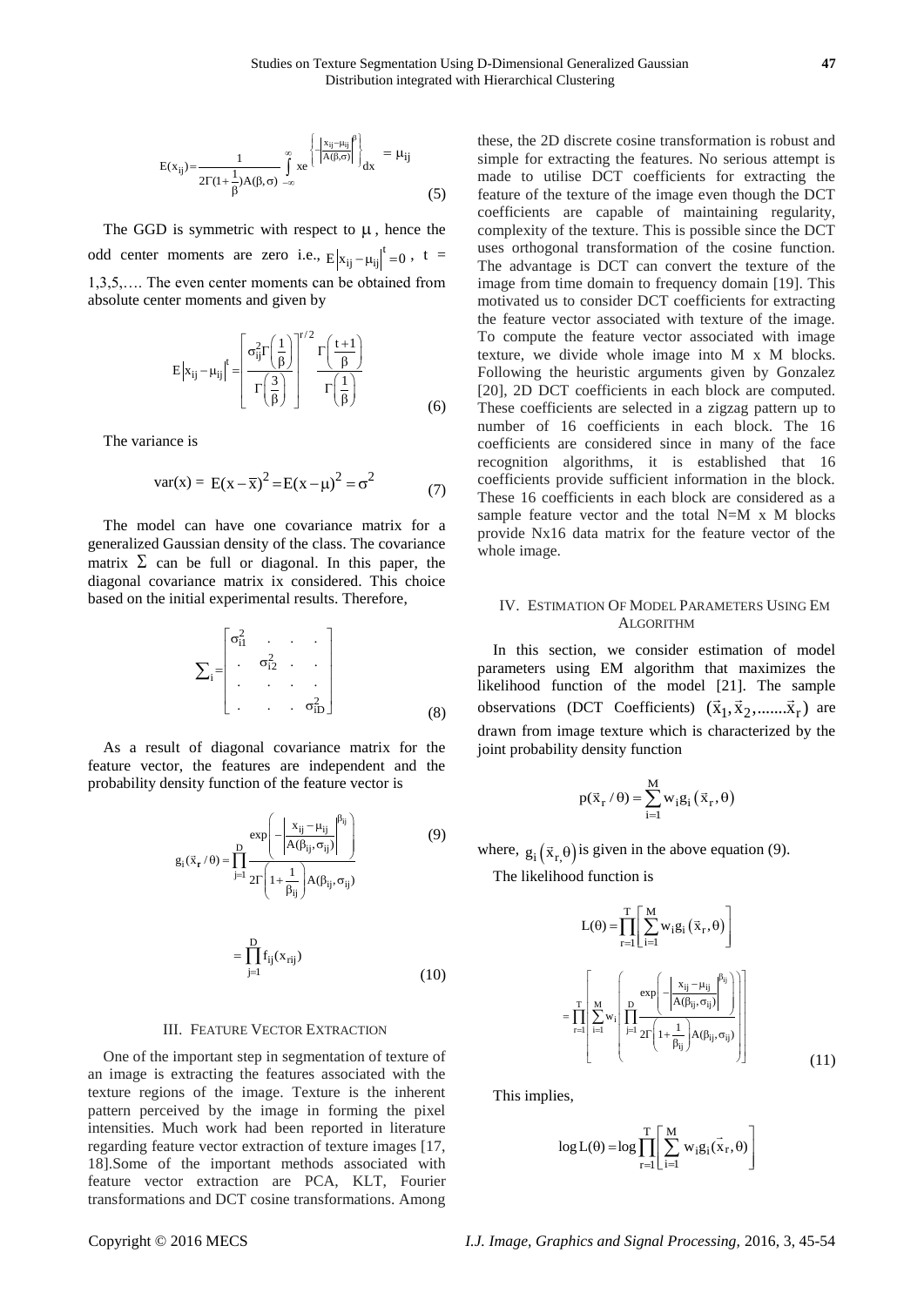$$E(x_{ij}) = \frac{1}{2\Gamma(1+\frac{1}{\beta})A(\beta,\sigma)} \int_{-\infty}^{\infty} x e^{\left\{-\left|\frac{x_{ij}-\mu_{ij}}{A(\beta,\sigma)}\right|^{\beta}\right\}} dx = \mu_{ij} \tag{5}$$

The GGD is symmetric with respect to $\mu$, hence the odd center moments are zero i.e., $E\left|x_{ij}-\mu_{ij}\right|^t = 0$, t = 1,3,5,…. The even center moments can be obtained from absolute center moments and given by

$$E\left|x_{ij}-\mu_{ij}\right|^t = \left[\frac{\sigma_{ij}^2 \Gamma\left(\frac{1}{\beta}\right)}{\Gamma\left(\frac{3}{\beta}\right)}\right]^{t/2} \frac{\Gamma\left(\frac{t+1}{\beta}\right)}{\Gamma\left(\frac{1}{\beta}\right)} \tag{6}$$

The variance is

$$\text{var}(x) = E(x-\bar{x})^2 = E(x-\mu)^2 = \sigma^2 \tag{7}$$

The model can have one covariance matrix for a generalized Gaussian density of the class. The covariance matrix $\Sigma$ can be full or diagonal. In this paper, the diagonal covariance matrix ix considered. This choice based on the initial experimental results. Therefore,

$$\sum_i = \begin{bmatrix} \sigma_{i1}^2 & . & . & . \\ . & \sigma_{i2}^2 & . & . \\ . & . & . & . \\ . & . & . & \sigma_{iD}^2 \end{bmatrix} \tag{8}$$

As a result of diagonal covariance matrix for the feature vector, the features are independent and the probability density function of the feature vector is

$$g_i(\vec{x}_r/\theta) = \prod_{j=1}^{D} \frac{\exp\left(-\left|\frac{x_{ij}-\mu_{ij}}{A(\beta_{ij},\sigma_{ij})}\right|^{\beta_{ij}}\right)}{2\Gamma\left(1+\frac{1}{\beta_{ij}}\right)A(\beta_{ij},\sigma_{ij})} \tag{9}$$

$$= \prod_{j=1}^{D} f_{ij}(x_{rij}) \tag{10}$$

## III. Feature Vector Extraction

One of the important step in segmentation of texture of an image is extracting the features associated with the texture regions of the image. Texture is the inherent pattern perceived by the image in forming the pixel intensities. Much work had been reported in literature regarding feature vector extraction of texture images [17, 18].Some of the important methods associated with feature vector extraction are PCA, KLT, Fourier transformations and DCT cosine transformations. Among these, the 2D discrete cosine transformation is robust and simple for extracting the features. No serious attempt is made to utilise DCT coefficients for extracting the feature of the texture of the image even though the DCT coefficients are capable of maintaining regularity, complexity of the texture. This is possible since the DCT uses orthogonal transformation of the cosine function. The advantage is DCT can convert the texture of the image from time domain to frequency domain [19]. This motivated us to consider DCT coefficients for extracting the feature vector associated with texture of the image. To compute the feature vector associated with image texture, we divide whole image into M x M blocks. Following the heuristic arguments given by Gonzalez [20], 2D DCT coefficients in each block are computed. These coefficients are selected in a zigzag pattern up to number of 16 coefficients in each block. The 16 coefficients are considered since in many of the face recognition algorithms, it is established that 16 coefficients provide sufficient information in the block. These 16 coefficients in each block are considered as a sample feature vector and the total N=M x M blocks provide Nx16 data matrix for the feature vector of the whole image.

## IV. Estimation Of Model Parameters Using EM Algorithm

In this section, we consider estimation of model parameters using EM algorithm that maximizes the likelihood function of the model [21]. The sample observations (DCT Coefficients) $(\vec{x}_1, \vec{x}_2, .......\vec{x}_r)$ are drawn from image texture which is characterized by the joint probability density function

$$p(\vec{x}_r/\theta) = \sum_{i=1}^{M} w_i g_i\left(\vec{x}_r, \theta\right)$$

where, $g_i\left(\vec{x}_r, \theta\right)$ is given in the above equation (9).

The likelihood function is

$$L(\theta) = \prod_{r=1}^{T}\left[\sum_{i=1}^{M} w_i g_i\left(\vec{x}_r, \theta\right)\right]$$

$$= \prod_{r=1}^{T}\left[\sum_{i=1}^{M} w_i \left(\prod_{j=1}^{D} \frac{\exp\left(-\left|\frac{x_{ij}-\mu_{ij}}{A(\beta_{ij},\sigma_{ij})}\right|^{\beta_{ij}}\right)}{2\Gamma\left(1+\frac{1}{\beta_{ij}}\right)A(\beta_{ij},\sigma_{ij})}\right)\right] \tag{11}$$

This implies,

$$\log L(\theta) = \log \prod_{r=1}^{T}\left[\sum_{i=1}^{M} w_i g_i(\vec{x}_r, \theta)\right]$$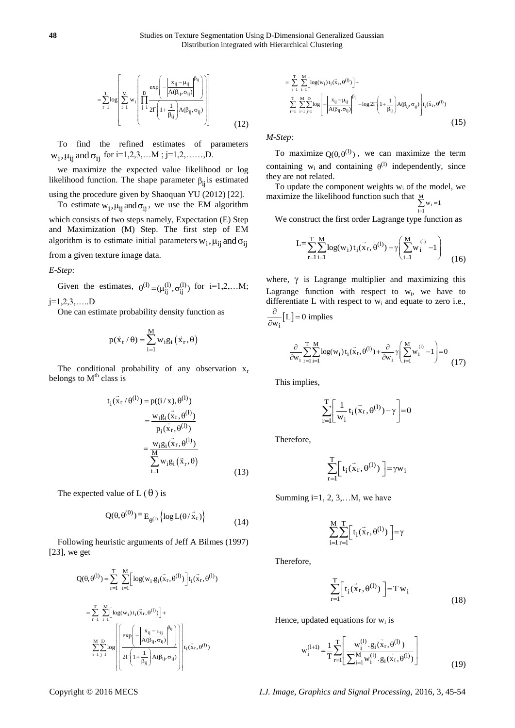$$= \sum_{r=1}^{T} \log \left[ \sum_{i=1}^{M} w_i \left( \prod_{j=1}^{D} \frac{\exp\left( -\left| \frac{x_{ij} - \mu_{ij}}{A(\beta_{ij}, \sigma_{ij})} \right|^{\beta_{ij}} \right)}{2\Gamma\left(1 + \frac{1}{\beta_{ij}}\right) A(\beta_{ij}, \sigma_{ij})} \right) \right] \tag{12}$$

To find the refined estimates of parameters $w_i, \mu_{ij}$ and $\sigma_{ij}$ for i=1,2,3,…M ; j=1,2,……,D.

we maximize the expected value likelihood or log likelihood function. The shape parameter $\beta_{ij}$ is estimated using the procedure given by Shaoquan YU (2012) [22].

To estimate $w_i, \mu_{ij}$ and $\sigma_{ij}$, we use the EM algorithm which consists of two steps namely, Expectation (E) Step and Maximization (M) Step. The first step of EM algorithm is to estimate initial parameters $w_i, \mu_{ij}$ and $\sigma_{ij}$ from a given texture image data.

*E-Step:*

Given the estimates, $\theta^{(l)} = (\mu_{ij}^{(l)}, \sigma_{ij}^{(l)})$ for i=1,2,…M; j=1,2,3,…..D

One can estimate probability density function as

$$p(\vec{x}_t / \theta) = \sum_{i=1}^{M} w_i g_i(\vec{x}_r, \theta)$$

The conditional probability of any observation $x_r$ belongs to $M^{th}$ class is

$$\begin{aligned} t_i(\vec{x}_r / \theta^{(l)}) &= p((i/x), \theta^{(l)}) \\ &= \frac{w_i g_i(\vec{x}_r, \theta^{(l)})}{p_i(\vec{x}_r, \theta^{(l)})} \\ &= \frac{w_i g_i(\vec{x}_r, \theta^{(l)})}{\sum_{i=1}^{M} w_i g_i(\vec{x}_r, \theta)} \end{aligned} \tag{13}$$

The expected value of L ( $\theta$ ) is

$$Q(\theta, \theta^{(0)}) = E_{\theta^{(l)}} \left\{ \log L(\theta / \vec{x}_r) \right\} \tag{14}$$

Following heuristic arguments of Jeff A Bilmes (1997) [23], we get

$$Q(\theta, \theta^{(l)}) = \sum_{r=1}^{T} \sum_{i=1}^{M} \left[ \log(w_i . g_i(\vec{x}_r, \theta^{(l)}) \right] t_i(\vec{x}_r, \theta^{(l)})$$

$$= \sum_{r=1}^{T} \sum_{i=1}^{M} \left[ \log(w_i) \, t_i(\vec{x}_r, \theta^{(l)}) \right] + \sum_{i=1}^{M} \sum_{j=1}^{D} \log \left[ \left( \frac{\exp\left( -\left| \frac{x_{ij} - \mu_{ij}}{A(\beta_{ij}, \sigma_{ij})} \right|^{\beta_{ij}} \right)}{2\Gamma\left(1 + \frac{1}{\beta_{ij}}\right) A(\beta_{ij}, \sigma_{ij})} \right) \right] t_i(\vec{x}_r, \theta^{(l)})$$

$$= \sum_{r=1}^{T} \sum_{i=1}^{M} \left[ \log(w_i) \, t_i(\vec{x}_r, \theta^{(l)}) \right] + \sum_{r=1}^{T} \sum_{i=1}^{M} \sum_{j=1}^{D} \log \left[ -\left| \frac{x_{ij} - \mu_{ij}}{A(\beta_{ij}, \sigma_{ij})} \right|^{\beta_{ij}} - \log 2\Gamma\left(1 + \frac{1}{\beta_{ij}}\right) A(\beta_{ij}, \sigma_{ij}) \right] t_i(\vec{x}_r, \theta^{(l)}) \tag{15}$$

*M-Step:*

To maximize $Q(\theta, \theta^{(l)})$, we can maximize the term containing $w_i$ and containing $\theta^{(l)}$ independently, since they are not related.

To update the component weights $w_i$ of the model, we maximize the likelihood function such that $\sum_{i=1}^{M} w_i = 1$

We construct the first order Lagrange type function as

$$L = \sum_{r=1}^{T} \sum_{i=1}^{M} \log(w_i) \, t_i(\vec{x}_r, \theta^{(l)}) + \gamma \left( \sum_{i=1}^{M} w_i^{(l)} - 1 \right) \tag{16}$$

where, $\gamma$ is Lagrange multiplier and maximizing this Lagrange function with respect to $w_i$, we have to differentiate L with respect to $w_i$ and equate to zero i.e., $\frac{\partial}{\partial w_i}[L] = 0$ implies

$$\frac{\partial}{\partial w_i} \sum_{r=1}^{T} \sum_{i=1}^{M} \log(w_i) \, t_i(\vec{x}_r, \theta^{(l)}) + \frac{\partial}{\partial w_i} \gamma \left( \sum_{i=1}^{M} w_i^{(l)} - 1 \right) = 0 \tag{17}$$

This implies,

$$\sum_{r=1}^{T} \left[ \frac{1}{w_i} t_i(\vec{x}_r, \theta^{(l)}) - \gamma \right] = 0$$

Therefore,

$$\sum_{r=1}^{T} \left[ t_i(\vec{x}_r, \theta^{(l)}) \right] = \gamma w_i$$

Summing i=1, 2, 3,…M, we have

$$\sum_{i=1}^{M} \sum_{r=1}^{T} \left[ t_i(\vec{x}_r, \theta^{(l)}) \right] = \gamma$$

Therefore,

$$\sum_{r=1}^{T} \left[ t_i(\vec{x}_r, \theta^{(l)}) \right] = T \, w_i \tag{18}$$

Hence, updated equations for $w_i$ is

$$w_i^{(l+1)} = \frac{1}{T} \sum_{r=1}^{T} \left[ \frac{w_i^{(l)} . g_i(\vec{x}_r, \theta^{(l)})}{\sum_{i=1}^{M} w_i^{(l)} . g_i(\vec{x}_r, \theta^{(l)})} \right] \tag{19}$$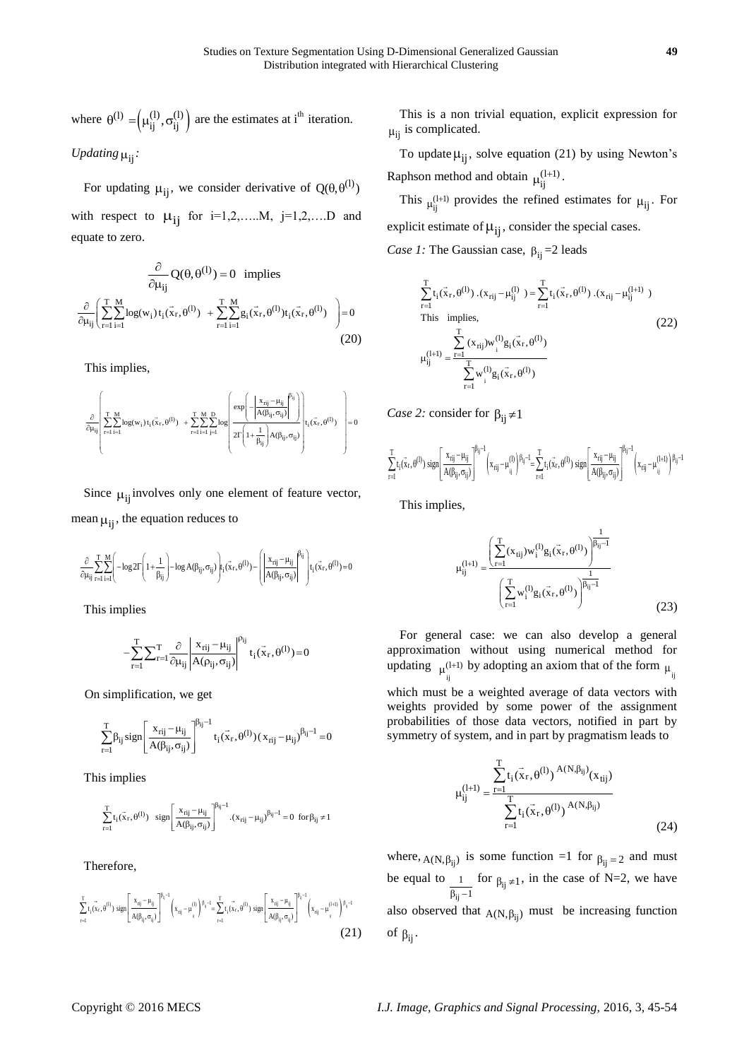where $\theta^{(l)} = \left(\mu_{ij}^{(l)}, \sigma_{ij}^{(l)}\right)$ are the estimates at i[th] iteration.

*Updating* $\mu_{ij}$*:*

For updating $\mu_{ij}$, we consider derivative of $Q(\theta, \theta^{(l)})$ with respect to $\mu_{ij}$ for i=1,2,…..M, j=1,2,….D and equate to zero.

$$\frac{\partial}{\partial \mu_{ij}} Q(\theta, \theta^{(l)}) = 0 \text{ implies}$$

$$\frac{\partial}{\partial \mu_{ij}} \left( \sum_{r=1}^{T} \sum_{i=1}^{M} \log(w_i)\, t_i(\vec{x}_r, \theta^{(l)}) + \sum_{r=1}^{T} \sum_{i=1}^{M} g_i(\vec{x}_r, \theta^{(l)}) t_i(\vec{x}_r, \theta^{(l)}) \right) = 0 \tag{20}$$

This implies,

$$\frac{\partial}{\partial \mu_{ij}} \left( \sum_{r=1}^{T} \sum_{i=1}^{M} \log(w_i)\, t_i(\vec{x}_r, \theta^{(l)}) + \sum_{r=1}^{T} \sum_{i=1}^{M} \sum_{j=1}^{D} \log \left( \frac{\exp\left( -\left| \frac{x_{rij} - \mu_{ij}}{A(\beta_{ij}, \sigma_{ij})} \right|^{\beta_{ij}} \right)}{2\Gamma\left(1 + \frac{1}{\beta_{ij}}\right) A(\beta_{ij}, \sigma_{ij})} \right) t_i(\vec{x}_r, \theta^{(l)}) \right) = 0$$

Since $\mu_{ij}$ involves only one element of feature vector, mean $\mu_{ij}$, the equation reduces to

$$\frac{\partial}{\partial \mu_{ij}} \sum_{r=1}^{T} \sum_{i=1}^{M} \left( -\log 2\Gamma\left(1 + \frac{1}{\beta_{ij}}\right) - \log A(\beta_{ij}, \sigma_{ij}) \right) t_i(\vec{x}_r, \theta^{(l)}) - \left( \left| \frac{x_{rij} - \mu_{ij}}{A(\beta_{ij}, \sigma_{ij})} \right|^{\beta_{ij}} \right) t_i(\vec{x}_r, \theta^{(l)}) = 0$$

This implies

$$-\sum_{r=1}^{T} \sum\nolimits_{r=1}^{T} \frac{\partial}{\partial \mu_{ij}} \left| \frac{x_{rij} - \mu_{ij}}{A(\rho_{ij}, \sigma_{ij})} \right|^{\rho_{ij}} t_i(\vec{x}_r, \theta^{(l)}) = 0$$

On simplification, we get

$$\sum_{r=1}^{T} \beta_{ij}\, \text{sign}\left[ \frac{x_{rij} - \mu_{ij}}{A(\beta_{ij}, \sigma_{ij})} \right]^{\beta_{ij}-1} t_i(\vec{x}_r, \theta^{(l)}) (x_{rij} - \mu_{ij})^{\beta_{ij}-1} = 0$$

This implies

$$\sum_{r=1}^{T} t_i(\vec{x}_r, \theta^{(l)}) \;\; \text{sign}\left[ \frac{x_{rij} - \mu_{ij}}{A(\beta_{ij}, \sigma_{ij})} \right]^{\beta_{ij}-1} . (x_{rij} - \mu_{ij})^{\beta_{ij}-1} = 0 \;\; \text{for}\, \beta_{ij} \neq 1$$

Therefore,

$$\sum_{r=1}^{T} t_i(\vec{x}_r, \theta^{(l)})\, \text{sign}\left[ \frac{x_{rij} - \mu_{ij}}{A(\beta_{ij}, \sigma_{ij})} \right]^{\beta_{ij}-1} \left( x_{rij} - \mu_{ij}^{(l)} \right)^{\beta_{ij}-1} = \sum_{r=1}^{T} t_i(\vec{x}_r, \theta^{(l)})\, \text{sign}\left[ \frac{x_{rij} - \mu_{ij}}{A(\beta_{ij}, \sigma_{ij})} \right]^{\beta_{ij}-1} \left( x_{rij} - \mu_{ij}^{(l+1)} \right)^{\beta_{ij}-1} \tag{21}$$

This is a non trivial equation, explicit expression for $\mu_{ij}$ is complicated.

To update $\mu_{ij}$, solve equation (21) by using Newton's Raphson method and obtain $\mu_{ij}^{(l+1)}$.

This $\mu_{ij}^{(l+1)}$ provides the refined estimates for $\mu_{ij}$. For explicit estimate of $\mu_{ij}$, consider the special cases.

*Case 1:* The Gaussian case, $\beta_{ij}$ =2 leads

$$\sum_{r=1}^{T} t_i(\vec{x}_r, \theta^{(l)}) . (x_{rij} - \mu_{ij}^{(l)}) = \sum_{r=1}^{T} t_i(\vec{x}_r, \theta^{(l)}) . (x_{rij} - \mu_{ij}^{(l+1)})$$

$$\text{This implies,} \quad \mu_{ij}^{(l+1)} = \frac{\sum_{r=1}^{T} (x_{rij}) w_i^{(l)} g_i(\vec{x}_r, \theta^{(l)})}{\sum_{r=1}^{T} w_i^{(l)} g_i(\vec{x}_r, \theta^{(l)})} \tag{22}$$

*Case 2:* consider for $\beta_{ij} \neq 1$

$$\sum_{r=1}^{T} t_i(\vec{x}_r, \theta^{(l)})\, \text{sign}\left[ \frac{x_{rij} - \mu_{ij}}{A(\beta_{ij}, \sigma_{ij})} \right]^{\beta_{ij}-1} \left( x_{rij} - \mu_{ij}^{(l)} \right)^{\beta_{ij}-1} = \sum_{r=1}^{T} t_i(\vec{x}_r, \theta^{(l)})\, \text{sign}\left[ \frac{x_{rij} - \mu_{ij}}{A(\beta_{ij}, \sigma_{ij})} \right]^{\beta_{ij}-1} \left( x_{rij} - \mu_{ij}^{(l+1)} \right)^{\beta_{ij}-1}$$

This implies,

$$\mu_{ij}^{(l+1)} = \frac{\left( \sum_{r=1}^{T} (x_{tij}) w_i^{(l)} g_i(\vec{x}_r, \theta^{(l)}) \right)^{\frac{1}{\beta_{ij}-1}}}{\left( \sum_{r=1}^{T} w_i^{(l)} g_i(\vec{x}_r, \theta^{(l)}) \right)^{\frac{1}{\beta_{ij}-1}}} \tag{23}$$

For general case: we can also develop a general approximation without using numerical method for updating $\mu_{ij}^{(l+1)}$ by adopting an axiom that of the form $\mu_{ij}$ which must be a weighted average of data vectors with weights provided by some power of the assignment probabilities of those data vectors, notified in part by symmetry of system, and in part by pragmatism leads to

$$\mu_{ij}^{(l+1)} = \frac{\sum_{r=1}^{T} t_i(\vec{x}_r, \theta^{(l)})^{A(N, \beta_{ij})} (x_{tij})}{\sum_{r=1}^{T} t_i(\vec{x}_r, \theta^{(l)})^{A(N, \beta_{ij})}} \tag{24}$$

where, $A(N, \beta_{ij})$ is some function =1 for $\beta_{ij} = 2$ and must be equal to $\frac{1}{\beta_{ij} - 1}$ for $\beta_{ij} \neq 1$, in the case of N=2, we have also observed that $A(N, \beta_{ij})$ must be increasing function of $\beta_{ij}$.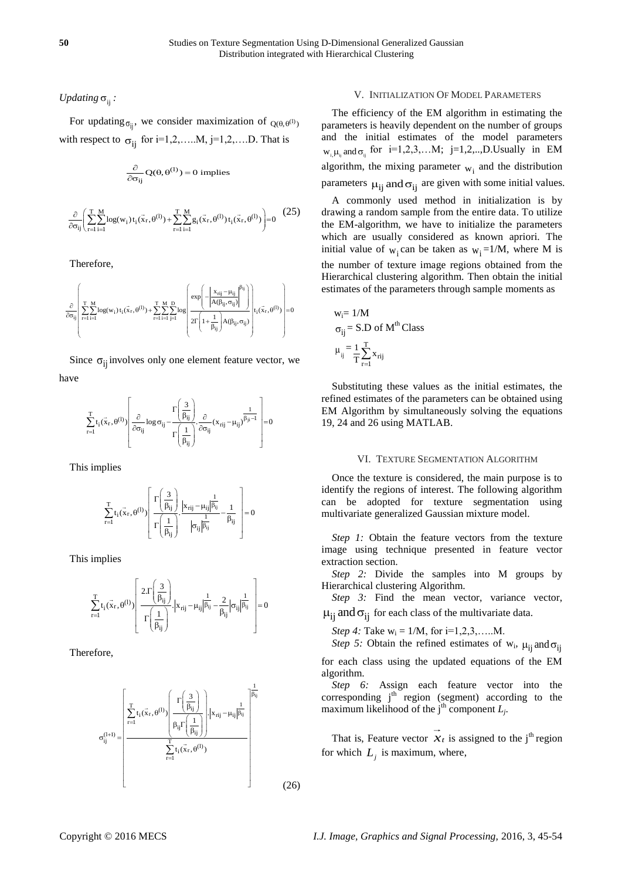*Updating* $\sigma_{ij}$ *:*

For updating $\sigma_{ij}$, we consider maximization of $Q(\theta,\theta^{(l)})$ with respect to $\sigma_{ij}$ for i=1,2,…..M, j=1,2,….D. That is

$$\frac{\partial}{\partial \sigma_{ij}} Q(\theta,\theta^{(l)}) = 0 \text{ implies}$$

$$\frac{\partial}{\partial \sigma_{ij}}\left(\sum_{r=1}^{T}\sum_{i=1}^{M}\log(w_i)\, t_i(\vec{x}_r,\theta^{(l)}) + \sum_{r=1}^{T}\sum_{i=1}^{M} g_i(\vec{x}_r,\theta^{(l)})\, t_i(\vec{x}_r,\theta^{(l)})\right) = 0 \tag{25}$$

Therefore,

$$\frac{\partial}{\partial \sigma_{ij}}\left(\sum_{r=1}^{T}\sum_{i=1}^{M}\log(w_i)\, t_i(\vec{x}_r,\theta^{(l)}) + \sum_{r=1}^{T}\sum_{i=1}^{M}\sum_{j=1}^{D}\log\left(\frac{\exp\left(-\left|\frac{x_{rij}-\mu_{ij}}{A(\beta_{ij},\sigma_{ij})}\right|^{\beta_{ij}}\right)}{2\Gamma\left(1+\frac{1}{\beta_{ij}}\right)A(\beta_{ij},\sigma_{ij})}\right) t_i(\vec{x}_r,\theta^{(l)})\right) = 0$$

Since $\sigma_{ij}$ involves only one element feature vector, we have

$$\sum_{r=1}^{T} t_i(\vec{x}_r,\theta^{(l)})\left[\frac{\partial}{\partial \sigma_{ij}}\log \sigma_{ij} - \frac{\Gamma\left(\frac{3}{\beta_{ij}}\right)}{\Gamma\left(\frac{1}{\beta_{ij}}\right)} \cdot \frac{\partial}{\partial \sigma_{ij}}(x_{rij}-\mu_{ij})^{\frac{1}{\beta_{ji}-1}}\right] = 0$$

This implies

$$\sum_{r=1}^{T} t_i(\vec{x}_r,\theta^{(l)})\left[\frac{\Gamma\left(\frac{3}{\beta_{ij}}\right)}{\Gamma\left(\frac{1}{\beta_{ij}}\right)} \cdot \frac{\left|x_{rij}-\mu_{ij}\right|^{\frac{1}{\beta_{ij}}}}{\left|\sigma_{ij}\right|^{\frac{1}{\beta_{ij}}}} - \frac{1}{\beta_{ij}}\right] = 0$$

This implies

$$\sum_{r=1}^{T} t_i(\vec{x}_r,\theta^{(l)})\left[\frac{2.\Gamma\left(\frac{3}{\beta_{ij}}\right)}{\Gamma\left(\frac{1}{\beta_{ij}}\right)} \cdot \left|x_{rij}-\mu_{ij}\right|^{\frac{1}{\beta_{ij}}} - \frac{2}{\beta_{ij}}\left|\sigma_{ij}\right|^{\frac{1}{\beta_{ij}}}\right] = 0$$

Therefore,

$$\sigma_{ij}^{(l+1)} = \left[\frac{\sum_{r=1}^{T} t_i(\vec{x}_r,\theta^{(l)})\left(\frac{\Gamma\left(\frac{3}{\beta_{ij}}\right)}{\beta_{ij}\Gamma\left(\frac{1}{\beta_{ij}}\right)}\right) \cdot \left|x_{rij}-\mu_{ij}\right|^{\frac{1}{\beta_{ij}}}}{\sum_{r=1}^{T} t_i(\vec{x}_r,\theta^{(l)})}\right]^{\frac{1}{\beta_{ij}}} \tag{26}$$

## V. Initialization Of Model Parameters

The efficiency of the EM algorithm in estimating the parameters is heavily dependent on the number of groups and the initial estimates of the model parameters $w_i, \mu_{ij}$ and $\sigma_{ij}$ for i=1,2,3,…M; j=1,2,..,D.Usually in EM algorithm, the mixing parameter $w_i$ and the distribution parameters $\mu_{ij}$ and $\sigma_{ij}$ are given with some initial values.

A commonly used method in initialization is by drawing a random sample from the entire data. To utilize the EM-algorithm, we have to initialize the parameters which are usually considered as known apriori. The initial value of $w_i$ can be taken as $w_i$ =1/M, where M is the number of texture image regions obtained from the Hierarchical clustering algorithm. Then obtain the initial estimates of the parameters through sample moments as

$w_i$= 1/M

$\sigma_{ij}$ = S.D of M$^{th}$ Class

$$\mu_{ij} = \frac{1}{T}\sum_{r=1}^{T} x_{rij}$$

Substituting these values as the initial estimates, the refined estimates of the parameters can be obtained using EM Algorithm by simultaneously solving the equations 19, 24 and 26 using MATLAB.

## VI. Texture Segmentation Algorithm

Once the texture is considered, the main purpose is to identify the regions of interest. The following algorithm can be adopted for texture segmentation using multivariate generalized Gaussian mixture model.

*Step 1:* Obtain the feature vectors from the texture image using technique presented in feature vector extraction section.

*Step 2:* Divide the samples into M groups by Hierarchical clustering Algorithm.

*Step 3:* Find the mean vector, variance vector, $\mu_{ij}$ and $\sigma_{ij}$ for each class of the multivariate data.

*Step 4:* Take $w_i$ = 1/M, for i=1,2,3,…..M.

*Step 5:* Obtain the refined estimates of $w_i$, $\mu_{ij}$ and $\sigma_{ij}$ for each class using the updated equations of the EM algorithm.

*Step 6:* Assign each feature vector into the corresponding j$^{th}$ region (segment) according to the maximum likelihood of the j$^{th}$ component $L_j$.

That is, Feature vector $\vec{x}_t$ is assigned to the j$^{th}$ region for which $L_j$ is maximum, where,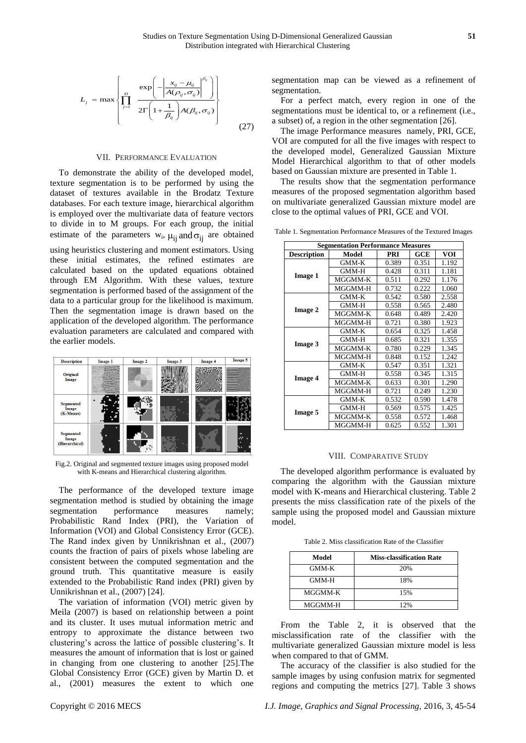$$L_j = \max \left\{ \prod_{j=1}^{D} \frac{\exp\left( -\left| \frac{x_{ij} - \mu_{ij}}{A(\rho_{ij}, \sigma_{ij})} \right|^{\beta_{ij}} \right)}{2\Gamma\left(1 + \frac{1}{\beta_{ij}}\right) A(\beta_{ij}, \sigma_{ij})} \right\} \tag{27}$$

## VII. Performance Evaluation

To demonstrate the ability of the developed model, texture segmentation is to be performed by using the dataset of textures available in the Brodatz Texture databases. For each texture image, hierarchical algorithm is employed over the multivariate data of feature vectors to divide in to M groups. For each group, the initial estimate of the parameters $w_i$, $\mu_{ij}$ and $\sigma_{ij}$ are obtained using heuristics clustering and moment estimators. Using these initial estimates, the refined estimates are calculated based on the updated equations obtained through EM Algorithm. With these values, texture segmentation is performed based of the assignment of the data to a particular group for the likelihood is maximum. Then the segmentation image is drawn based on the application of the developed algorithm. The performance evaluation parameters are calculated and compared with the earlier models.

| Description | Image 1 | Image 2 | Image 3 | Image 4 | Image 5 |
|---|---|---|---|---|---|
| Original Image | | | | | |
| Segmented Image (K-Means) | | | | | |
| Segmented Image (Hierarchical) | | | | | |

Fig.2. Original and segmented texture images using proposed model with K-means and Hierarchical clustering algorithm.

The performance of the developed texture image segmentation method is studied by obtaining the image segmentation performance measures namely; Probabilistic Rand Index (PRI), the Variation of Information (VOI) and Global Consistency Error (GCE). The Rand index given by Unnikrishnan et al., (2007) counts the fraction of pairs of pixels whose labeling are consistent between the computed segmentation and the ground truth. This quantitative measure is easily extended to the Probabilistic Rand index (PRI) given by Unnikrishnan et al., (2007) [24].

The variation of information (VOI) metric given by Meila (2007) is based on relationship between a point and its cluster. It uses mutual information metric and entropy to approximate the distance between two clustering's across the lattice of possible clustering's. It measures the amount of information that is lost or gained in changing from one clustering to another [25].The Global Consistency Error (GCE) given by Martin D. et al., (2001) measures the extent to which one segmentation map can be viewed as a refinement of segmentation.

For a perfect match, every region in one of the segmentations must be identical to, or a refinement (i.e., a subset) of, a region in the other segmentation [26].

The image Performance measures namely, PRI, GCE, VOI are computed for all the five images with respect to the developed model, Generalized Gaussian Mixture Model Hierarchical algorithm to that of other models based on Gaussian mixture are presented in Table 1.

The results show that the segmentation performance measures of the proposed segmentation algorithm based on multivariate generalized Gaussian mixture model are close to the optimal values of PRI, GCE and VOI.

Table 1. Segmentation Performance Measures of the Textured Images

| Segmentation Performance Measures | | | | |
|---|---|---|---|---|
| **Description** | **Model** | **PRI** | **GCE** | **VOI** |
| **Image 1** | GMM-K | 0.389 | 0.351 | 1.192 |
| | GMM-H | 0.428 | 0.311 | 1.181 |
| | MGGMM-K | 0.511 | 0.292 | 1.176 |
| | MGGMM-H | 0.732 | 0.222 | 1.060 |
| **Image 2** | GMM-K | 0.542 | 0.580 | 2.558 |
| | GMM-H | 0.558 | 0.565 | 2.480 |
| | MGGMM-K | 0.648 | 0.489 | 2.420 |
| | MGGMM-H | 0.721 | 0.380 | 1.923 |
| **Image 3** | GMM-K | 0.654 | 0.325 | 1.458 |
| | GMM-H | 0.685 | 0.321 | 1.355 |
| | MGGMM-K | 0.780 | 0.229 | 1.345 |
| | MGGMM-H | 0.848 | 0.152 | 1.242 |
| **Image 4** | GMM-K | 0.547 | 0.351 | 1.321 |
| | GMM-H | 0.558 | 0.345 | 1.315 |
| | MGGMM-K | 0.633 | 0.301 | 1.290 |
| | MGGMM-H | 0.721 | 0.249 | 1.230 |
| **Image 5** | GMM-K | 0.532 | 0.590 | 1.478 |
| | GMM-H | 0.569 | 0.575 | 1.425 |
| | MGGMM-K | 0.558 | 0.572 | 1.468 |
| | MGGMM-H | 0.625 | 0.552 | 1.301 |

## VIII. Comparative Study

The developed algorithm performance is evaluated by comparing the algorithm with the Gaussian mixture model with K-means and Hierarchical clustering. Table 2 presents the miss classification rate of the pixels of the sample using the proposed model and Gaussian mixture model.

Table 2. Miss classification Rate of the Classifier

| Model | Miss-classification Rate |
|---|---|
| GMM-K | 20% |
| GMM-H | 18% |
| MGGMM-K | 15% |
| MGGMM-H | 12% |

From the Table 2, it is observed that the misclassification rate of the classifier with the multivariate generalized Gaussian mixture model is less when compared to that of GMM.

The accuracy of the classifier is also studied for the sample images by using confusion matrix for segmented regions and computing the metrics [27]. Table 3 shows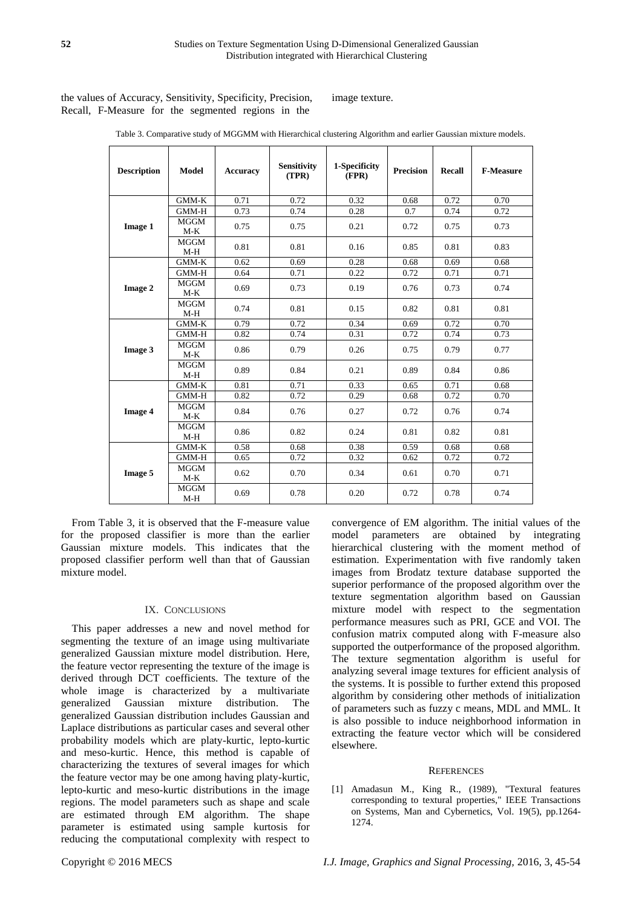the values of Accuracy, Sensitivity, Specificity, Precision, Recall, F-Measure for the segmented regions in the image texture.

Table 3. Comparative study of MGGMM with Hierarchical clustering Algorithm and earlier Gaussian mixture models.

| Description | Model | Accuracy | Sensitivity (TPR) | 1-Specificity (FPR) | Precision | Recall | F-Measure |
|---|---|---|---|---|---|---|---|
| Image 1 | GMM-K | 0.71 | 0.72 | 0.32 | 0.68 | 0.72 | 0.70 |
| | GMM-H | 0.73 | 0.74 | 0.28 | 0.7 | 0.74 | 0.72 |
| | MGGM M-K | 0.75 | 0.75 | 0.21 | 0.72 | 0.75 | 0.73 |
| | MGGM M-H | 0.81 | 0.81 | 0.16 | 0.85 | 0.81 | 0.83 |
| Image 2 | GMM-K | 0.62 | 0.69 | 0.28 | 0.68 | 0.69 | 0.68 |
| | GMM-H | 0.64 | 0.71 | 0.22 | 0.72 | 0.71 | 0.71 |
| | MGGM M-K | 0.69 | 0.73 | 0.19 | 0.76 | 0.73 | 0.74 |
| | MGGM M-H | 0.74 | 0.81 | 0.15 | 0.82 | 0.81 | 0.81 |
| Image 3 | GMM-K | 0.79 | 0.72 | 0.34 | 0.69 | 0.72 | 0.70 |
| | GMM-H | 0.82 | 0.74 | 0.31 | 0.72 | 0.74 | 0.73 |
| | MGGM M-K | 0.86 | 0.79 | 0.26 | 0.75 | 0.79 | 0.77 |
| | MGGM M-H | 0.89 | 0.84 | 0.21 | 0.89 | 0.84 | 0.86 |
| Image 4 | GMM-K | 0.81 | 0.71 | 0.33 | 0.65 | 0.71 | 0.68 |
| | GMM-H | 0.82 | 0.72 | 0.29 | 0.68 | 0.72 | 0.70 |
| | MGGM M-K | 0.84 | 0.76 | 0.27 | 0.72 | 0.76 | 0.74 |
| | MGGM M-H | 0.86 | 0.82 | 0.24 | 0.81 | 0.82 | 0.81 |
| Image 5 | GMM-K | 0.58 | 0.68 | 0.38 | 0.59 | 0.68 | 0.68 |
| | GMM-H | 0.65 | 0.72 | 0.32 | 0.62 | 0.72 | 0.72 |
| | MGGM M-K | 0.62 | 0.70 | 0.34 | 0.61 | 0.70 | 0.71 |
| | MGGM M-H | 0.69 | 0.78 | 0.20 | 0.72 | 0.78 | 0.74 |

From Table 3, it is observed that the F-measure value for the proposed classifier is more than the earlier Gaussian mixture models. This indicates that the proposed classifier perform well than that of Gaussian mixture model.

## IX. Conclusions

This paper addresses a new and novel method for segmenting the texture of an image using multivariate generalized Gaussian mixture model distribution. Here, the feature vector representing the texture of the image is derived through DCT coefficients. The texture of the whole image is characterized by a multivariate generalized Gaussian mixture distribution. The generalized Gaussian distribution includes Gaussian and Laplace distributions as particular cases and several other probability models which are platy-kurtic, lepto-kurtic and meso-kurtic. Hence, this method is capable of characterizing the textures of several images for which the feature vector may be one among having platy-kurtic, lepto-kurtic and meso-kurtic distributions in the image regions. The model parameters such as shape and scale are estimated through EM algorithm. The shape parameter is estimated using sample kurtosis for reducing the computational complexity with respect to convergence of EM algorithm. The initial values of the model parameters are obtained by integrating hierarchical clustering with the moment method of estimation. Experimentation with five randomly taken images from Brodatz texture database supported the superior performance of the proposed algorithm over the texture segmentation algorithm based on Gaussian mixture model with respect to the segmentation performance measures such as PRI, GCE and VOI. The confusion matrix computed along with F-measure also supported the outperformance of the proposed algorithm. The texture segmentation algorithm is useful for analyzing several image textures for efficient analysis of the systems. It is possible to further extend this proposed algorithm by considering other methods of initialization of parameters such as fuzzy c means, MDL and MML. It is also possible to induce neighborhood information in extracting the feature vector which will be considered elsewhere.

## References

[1] Amadasun M., King R., (1989), "Textural features corresponding to textural properties," IEEE Transactions on Systems, Man and Cybernetics, Vol. 19(5), pp.1264-1274.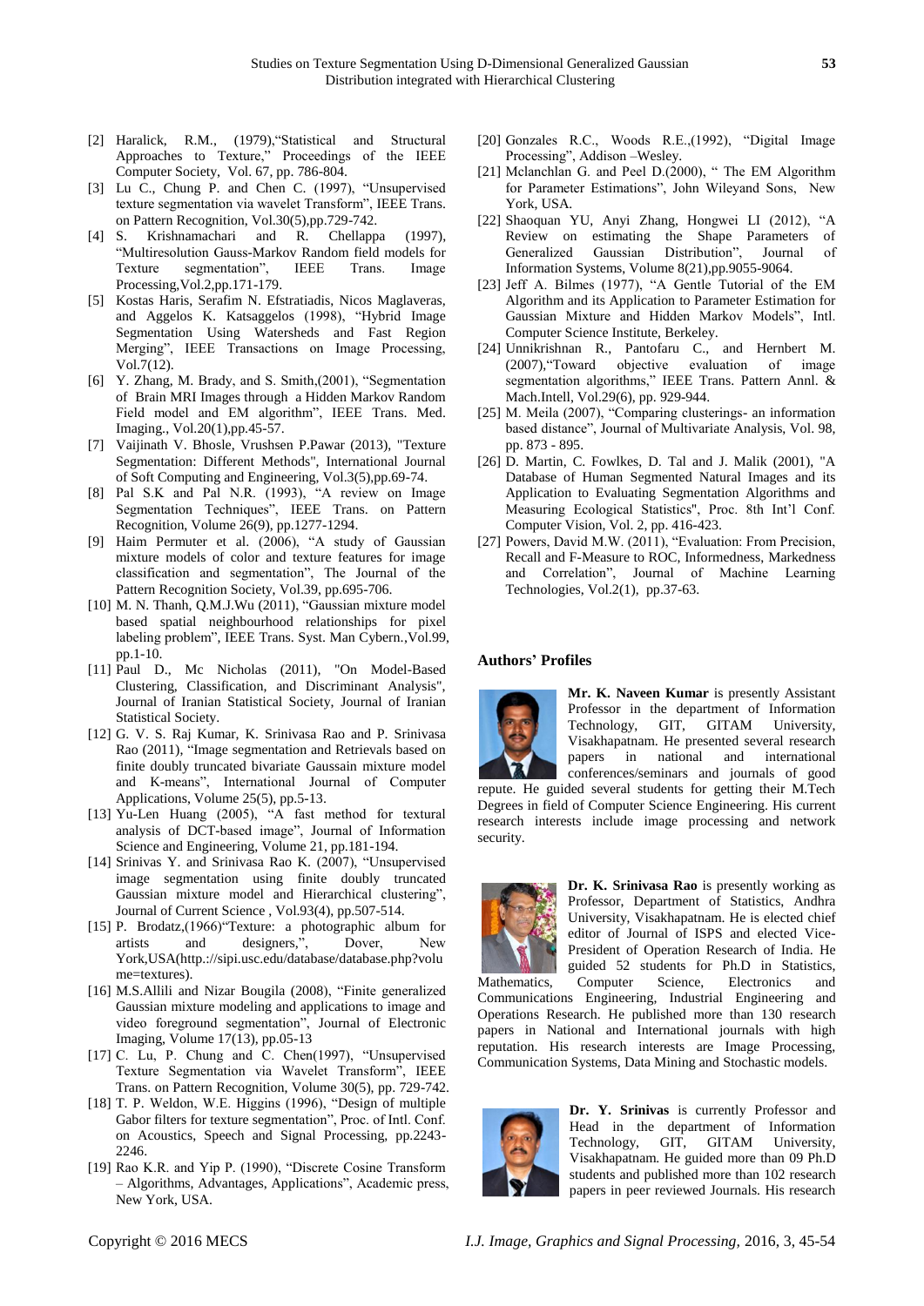[2] Haralick, R.M., (1979),"Statistical and Structural Approaches to Texture," Proceedings of the IEEE Computer Society, Vol. 67, pp. 786-804.

[3] Lu C., Chung P. and Chen C. (1997), "Unsupervised texture segmentation via wavelet Transform", IEEE Trans. on Pattern Recognition, Vol.30(5),pp.729-742.

[4] S. Krishnamachari and R. Chellappa (1997), "Multiresolution Gauss-Markov Random field models for Texture segmentation", IEEE Trans. Image Processing,Vol.2,pp.171-179.

[5] Kostas Haris, Serafim N. Efstratiadis, Nicos Maglaveras, and Aggelos K. Katsaggelos (1998), "Hybrid Image Segmentation Using Watersheds and Fast Region Merging", IEEE Transactions on Image Processing, Vol.7(12).

[6] Y. Zhang, M. Brady, and S. Smith,(2001), "Segmentation of Brain MRI Images through a Hidden Markov Random Field model and EM algorithm", IEEE Trans. Med. Imaging., Vol.20(1),pp.45-57.

[7] Vaijinath V. Bhosle, Vrushsen P.Pawar (2013), "Texture Segmentation: Different Methods", International Journal of Soft Computing and Engineering, Vol.3(5),pp.69-74.

[8] Pal S.K and Pal N.R. (1993), "A review on Image Segmentation Techniques", IEEE Trans. on Pattern Recognition, Volume 26(9), pp.1277-1294.

[9] Haim Permuter et al. (2006), "A study of Gaussian mixture models of color and texture features for image classification and segmentation", The Journal of the Pattern Recognition Society, Vol.39, pp.695-706.

[10] M. N. Thanh, Q.M.J.Wu (2011), "Gaussian mixture model based spatial neighbourhood relationships for pixel labeling problem", IEEE Trans. Syst. Man Cybern.,Vol.99, pp.1-10.

[11] Paul D., Mc Nicholas (2011), "On Model-Based Clustering, Classification, and Discriminant Analysis", Journal of Iranian Statistical Society, Journal of Iranian Statistical Society.

[12] G. V. S. Raj Kumar, K. Srinivasa Rao and P. Srinivasa Rao (2011), "Image segmentation and Retrievals based on finite doubly truncated bivariate Gaussain mixture model and K-means", International Journal of Computer Applications, Volume 25(5), pp.5-13.

[13] Yu-Len Huang (2005), "A fast method for textural analysis of DCT-based image", Journal of Information Science and Engineering, Volume 21, pp.181-194.

[14] Srinivas Y. and Srinivasa Rao K. (2007), "Unsupervised image segmentation using finite doubly truncated Gaussian mixture model and Hierarchical clustering", Journal of Current Science , Vol.93(4), pp.507-514.

[15] P. Brodatz,(1966)"Texture: a photographic album for artists and designers,", Dover, New York,USA(http.://sipi.usc.edu/database/database.php?volume=textures).

[16] M.S.Allili and Nizar Bougila (2008), "Finite generalized Gaussian mixture modeling and applications to image and video foreground segmentation", Journal of Electronic Imaging, Volume 17(13), pp.05-13

[17] C. Lu, P. Chung and C. Chen(1997), "Unsupervised Texture Segmentation via Wavelet Transform", IEEE Trans. on Pattern Recognition, Volume 30(5), pp. 729-742.

[18] T. P. Weldon, W.E. Higgins (1996), "Design of multiple Gabor filters for texture segmentation", Proc. of Intl. Conf. on Acoustics, Speech and Signal Processing, pp.2243-2246.

[19] Rao K.R. and Yip P. (1990), "Discrete Cosine Transform – Algorithms, Advantages, Applications", Academic press, New York, USA.

[20] Gonzales R.C., Woods R.E.,(1992), "Digital Image Processing", Addison –Wesley.

[21] Mclanchlan G. and Peel D.(2000), " The EM Algorithm for Parameter Estimations", John Wileyand Sons, New York, USA.

[22] Shaoquan YU, Anyi Zhang, Hongwei LI (2012), "A Review on estimating the Shape Parameters of Generalized Gaussian Distribution", Journal of Information Systems, Volume 8(21),pp.9055-9064.

[23] Jeff A. Bilmes (1977), "A Gentle Tutorial of the EM Algorithm and its Application to Parameter Estimation for Gaussian Mixture and Hidden Markov Models", Intl. Computer Science Institute, Berkeley.

[24] Unnikrishnan R., Pantofaru C., and Hernbert M. (2007),"Toward objective evaluation of image segmentation algorithms," IEEE Trans. Pattern Annl. & Mach.Intell, Vol.29(6), pp. 929-944.

[25] M. Meila (2007), "Comparing clusterings- an information based distance", Journal of Multivariate Analysis, Vol. 98, pp. 873 - 895.

[26] D. Martin, C. Fowlkes, D. Tal and J. Malik (2001), "A Database of Human Segmented Natural Images and its Application to Evaluating Segmentation Algorithms and Measuring Ecological Statistics", Proc. 8th Int'l Conf. Computer Vision, Vol. 2, pp. 416-423.

[27] Powers, David M.W. (2011), "Evaluation: From Precision, Recall and F-Measure to ROC, Informedness, Markedness and Correlation", Journal of Machine Learning Technologies, Vol.2(1), pp.37-63.

## Authors' Profiles

**Mr. K. Naveen Kumar** is presently Assistant Professor in the department of Information Technology, GIT, GITAM University, Visakhapatnam. He presented several research papers in national and international conferences/seminars and journals of good repute. He guided several students for getting their M.Tech Degrees in field of Computer Science Engineering. His current research interests include image processing and network security.

**Dr. K. Srinivasa Rao** is presently working as Professor, Department of Statistics, Andhra University, Visakhapatnam. He is elected chief editor of Journal of ISPS and elected Vice-President of Operation Research of India. He guided 52 students for Ph.D in Statistics, Mathematics, Computer Science, Electronics and Communications Engineering, Industrial Engineering and Operations Research. He published more than 130 research papers in National and International journals with high reputation. His research interests are Image Processing, Communication Systems, Data Mining and Stochastic models.

**Dr. Y. Srinivas** is currently Professor and Head in the department of Information Technology, GIT, GITAM University, Visakhapatnam. He guided more than 09 Ph.D students and published more than 102 research papers in peer reviewed Journals. His research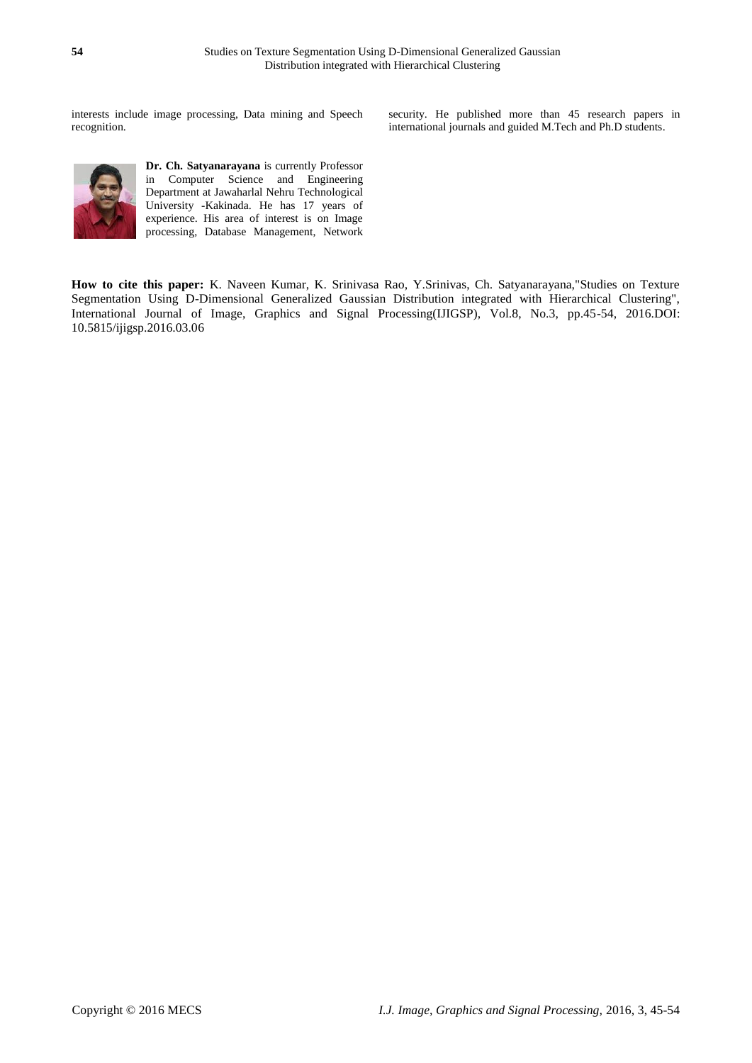interests include image processing, Data mining and Speech recognition.

**Dr. Ch. Satyanarayana** is currently Professor in Computer Science and Engineering Department at Jawaharlal Nehru Technological University -Kakinada. He has 17 years of experience. His area of interest is on Image processing, Database Management, Network security. He published more than 45 research papers in international journals and guided M.Tech and Ph.D students.

**How to cite this paper:** K. Naveen Kumar, K. Srinivasa Rao, Y.Srinivas, Ch. Satyanarayana,"Studies on Texture Segmentation Using D-Dimensional Generalized Gaussian Distribution integrated with Hierarchical Clustering", International Journal of Image, Graphics and Signal Processing(IJIGSP), Vol.8, No.3, pp.45-54, 2016.DOI: 10.5815/ijigsp.2016.03.06